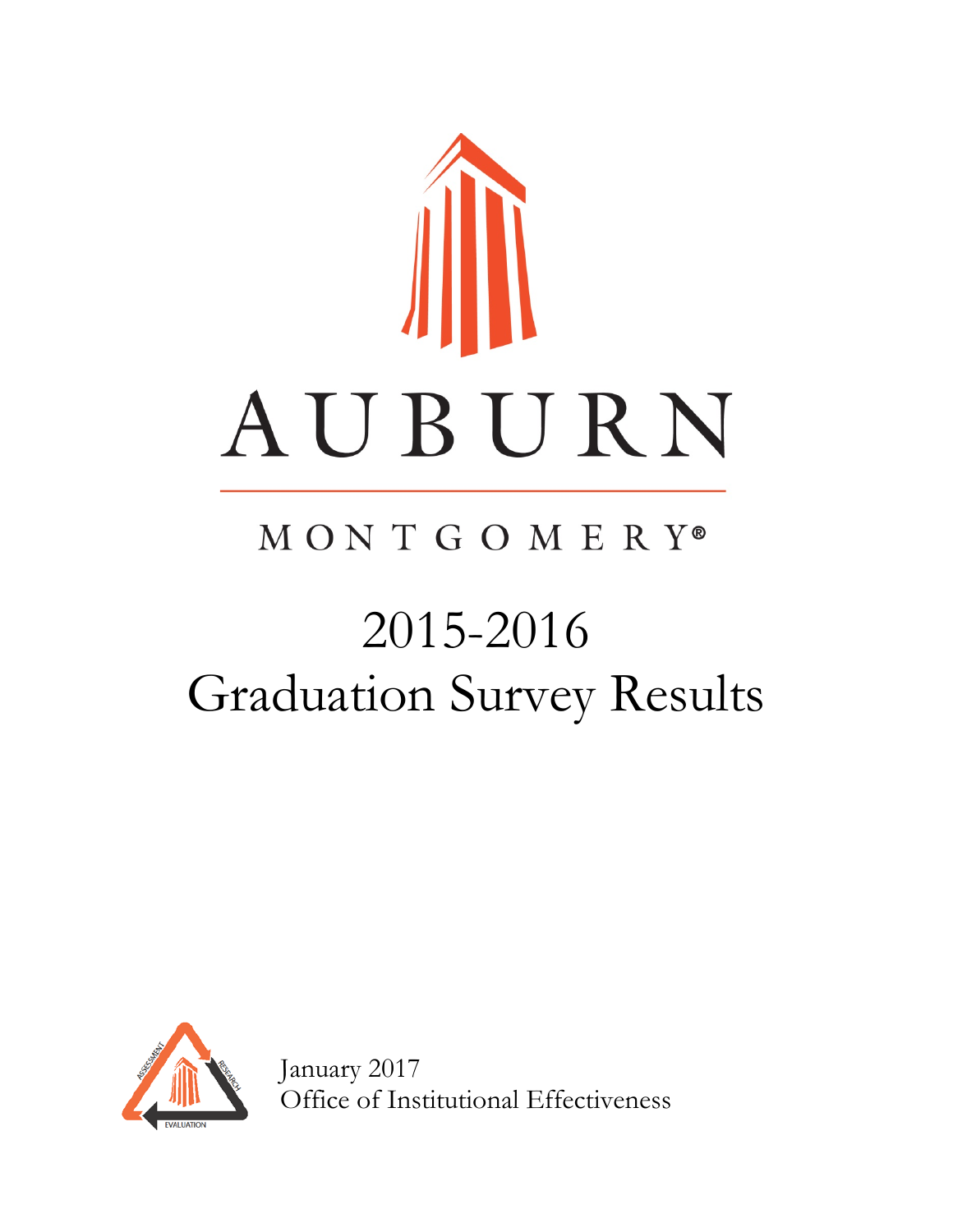# AUBURN

MONTGOMERY®

# 2015-2016
# Graduation Survey Results

January 2017
Office of Institutional Effectiveness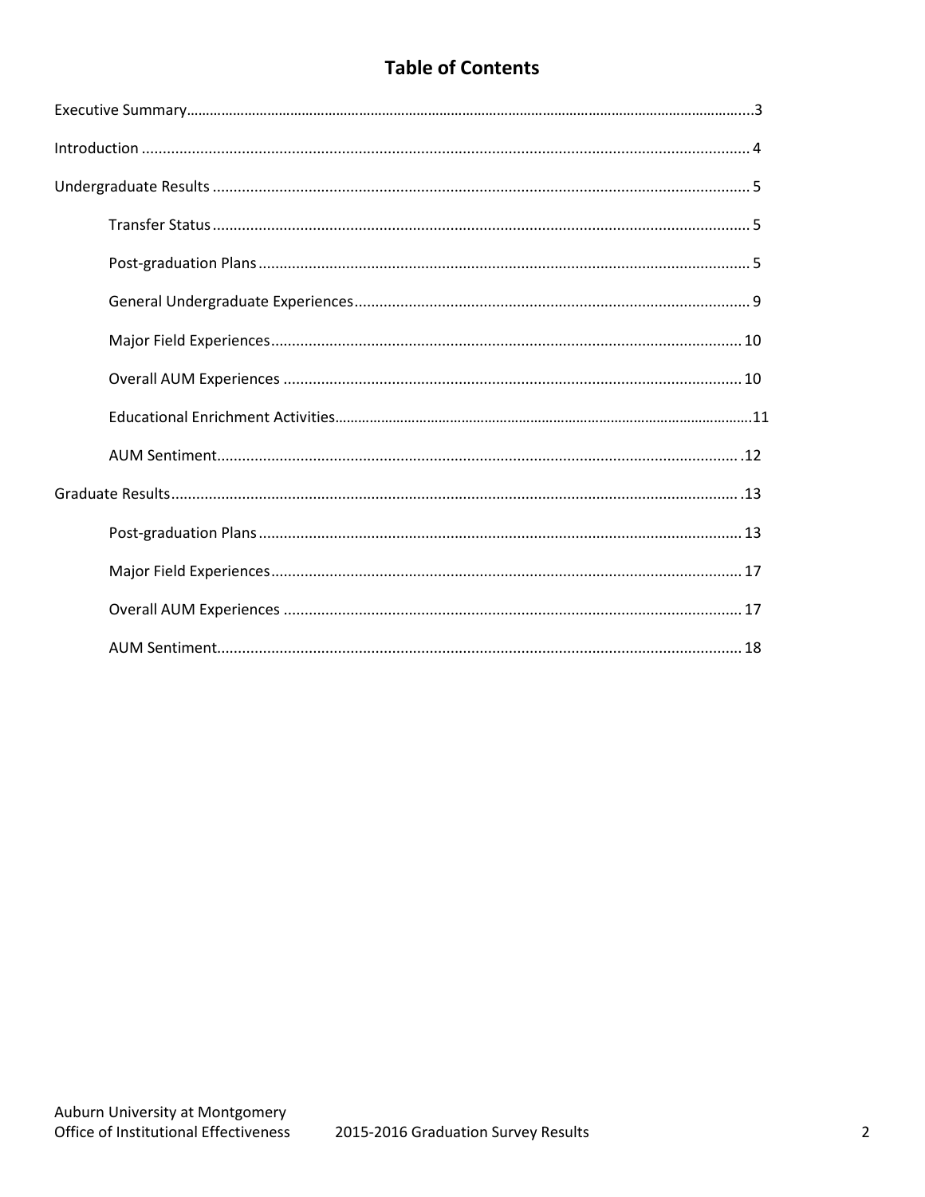# Table of Contents

Executive Summary....................................................................................................................3

Introduction ............................................................................................................................4

Undergraduate Results ............................................................................................................5

- Transfer Status ...............................................................................................................5
- Post-graduation Plans .....................................................................................................5
- General Undergraduate Experiences ..............................................................................9
- Major Field Experiences ................................................................................................10
- Overall AUM Experiences .............................................................................................10
- Educational Enrichment Activities..................................................................................11
- AUM Sentiment.............................................................................................................12

Graduate Results ...................................................................................................................13

- Post-graduation Plans ...................................................................................................13
- Major Field Experiences ................................................................................................17
- Overall AUM Experiences .............................................................................................17
- AUM Sentiment.............................................................................................................18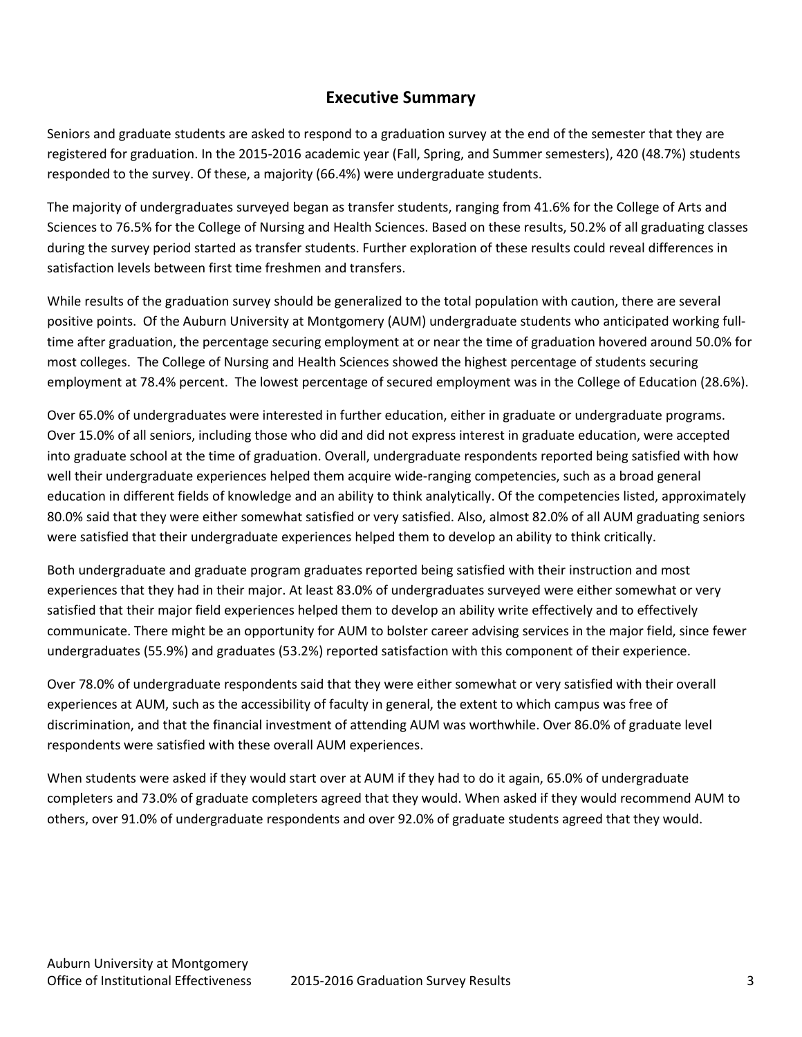## Executive Summary

Seniors and graduate students are asked to respond to a graduation survey at the end of the semester that they are registered for graduation. In the 2015-2016 academic year (Fall, Spring, and Summer semesters), 420 (48.7%) students responded to the survey. Of these, a majority (66.4%) were undergraduate students.

The majority of undergraduates surveyed began as transfer students, ranging from 41.6% for the College of Arts and Sciences to 76.5% for the College of Nursing and Health Sciences. Based on these results, 50.2% of all graduating classes during the survey period started as transfer students. Further exploration of these results could reveal differences in satisfaction levels between first time freshmen and transfers.

While results of the graduation survey should be generalized to the total population with caution, there are several positive points. Of the Auburn University at Montgomery (AUM) undergraduate students who anticipated working full-time after graduation, the percentage securing employment at or near the time of graduation hovered around 50.0% for most colleges. The College of Nursing and Health Sciences showed the highest percentage of students securing employment at 78.4% percent. The lowest percentage of secured employment was in the College of Education (28.6%).

Over 65.0% of undergraduates were interested in further education, either in graduate or undergraduate programs. Over 15.0% of all seniors, including those who did and did not express interest in graduate education, were accepted into graduate school at the time of graduation. Overall, undergraduate respondents reported being satisfied with how well their undergraduate experiences helped them acquire wide-ranging competencies, such as a broad general education in different fields of knowledge and an ability to think analytically. Of the competencies listed, approximately 80.0% said that they were either somewhat satisfied or very satisfied. Also, almost 82.0% of all AUM graduating seniors were satisfied that their undergraduate experiences helped them to develop an ability to think critically.

Both undergraduate and graduate program graduates reported being satisfied with their instruction and most experiences that they had in their major. At least 83.0% of undergraduates surveyed were either somewhat or very satisfied that their major field experiences helped them to develop an ability write effectively and to effectively communicate. There might be an opportunity for AUM to bolster career advising services in the major field, since fewer undergraduates (55.9%) and graduates (53.2%) reported satisfaction with this component of their experience.

Over 78.0% of undergraduate respondents said that they were either somewhat or very satisfied with their overall experiences at AUM, such as the accessibility of faculty in general, the extent to which campus was free of discrimination, and that the financial investment of attending AUM was worthwhile. Over 86.0% of graduate level respondents were satisfied with these overall AUM experiences.

When students were asked if they would start over at AUM if they had to do it again, 65.0% of undergraduate completers and 73.0% of graduate completers agreed that they would. When asked if they would recommend AUM to others, over 91.0% of undergraduate respondents and over 92.0% of graduate students agreed that they would.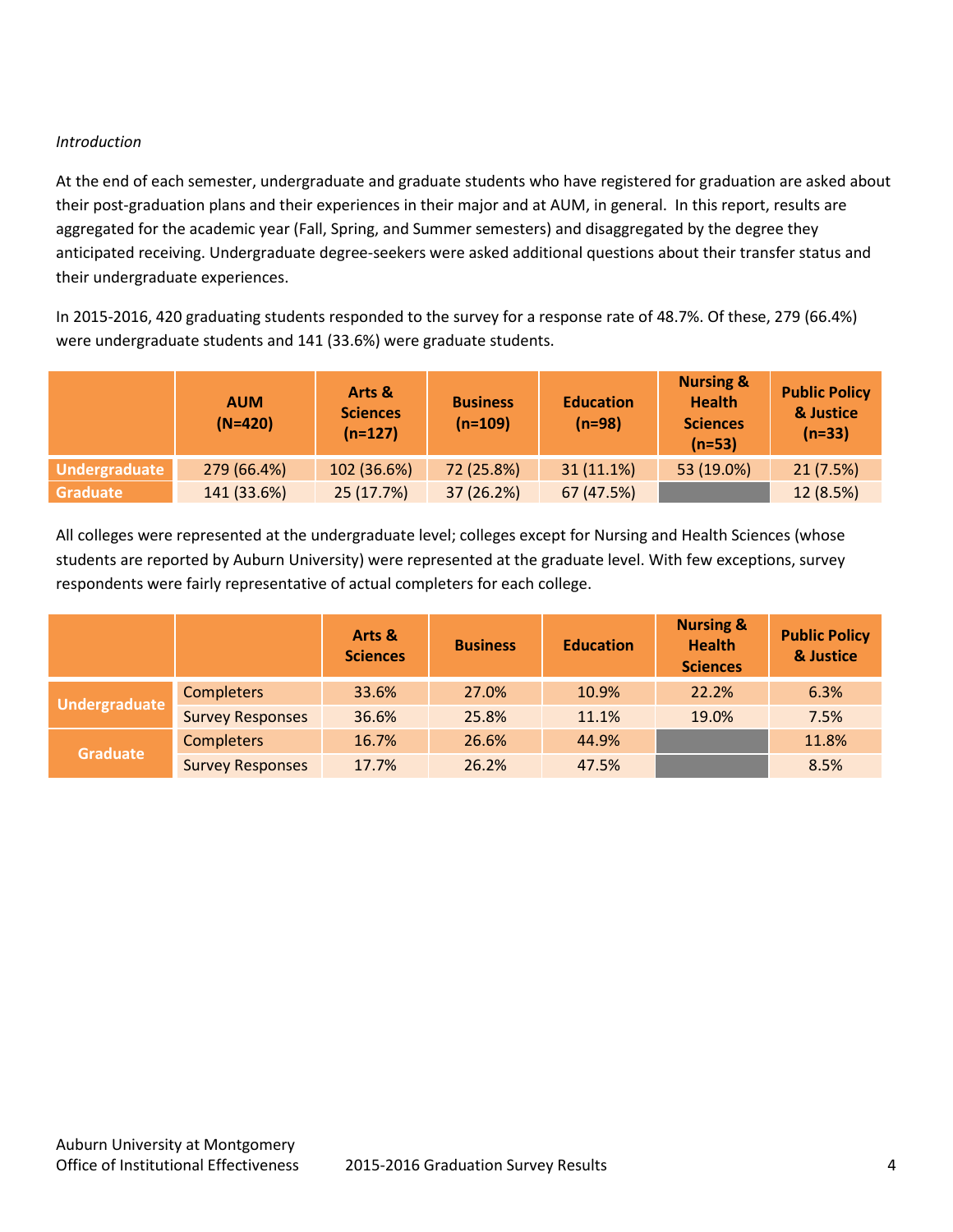*Introduction*

At the end of each semester, undergraduate and graduate students who have registered for graduation are asked about their post-graduation plans and their experiences in their major and at AUM, in general. In this report, results are aggregated for the academic year (Fall, Spring, and Summer semesters) and disaggregated by the degree they anticipated receiving. Undergraduate degree-seekers were asked additional questions about their transfer status and their undergraduate experiences.

In 2015-2016, 420 graduating students responded to the survey for a response rate of 48.7%. Of these, 279 (66.4%) were undergraduate students and 141 (33.6%) were graduate students.

| | AUM (N=420) | Arts & Sciences (n=127) | Business (n=109) | Education (n=98) | Nursing & Health Sciences (n=53) | Public Policy & Justice (n=33) |
|---|---|---|---|---|---|---|
| Undergraduate | 279 (66.4%) | 102 (36.6%) | 72 (25.8%) | 31 (11.1%) | 53 (19.0%) | 21 (7.5%) |
| Graduate | 141 (33.6%) | 25 (17.7%) | 37 (26.2%) | 67 (47.5%) | | 12 (8.5%) |

All colleges were represented at the undergraduate level; colleges except for Nursing and Health Sciences (whose students are reported by Auburn University) were represented at the graduate level. With few exceptions, survey respondents were fairly representative of actual completers for each college.

| | | Arts & Sciences | Business | Education | Nursing & Health Sciences | Public Policy & Justice |
|---|---|---|---|---|---|---|
| Undergraduate | Completers | 33.6% | 27.0% | 10.9% | 22.2% | 6.3% |
| | Survey Responses | 36.6% | 25.8% | 11.1% | 19.0% | 7.5% |
| Graduate | Completers | 16.7% | 26.6% | 44.9% | | 11.8% |
| | Survey Responses | 17.7% | 26.2% | 47.5% | | 8.5% |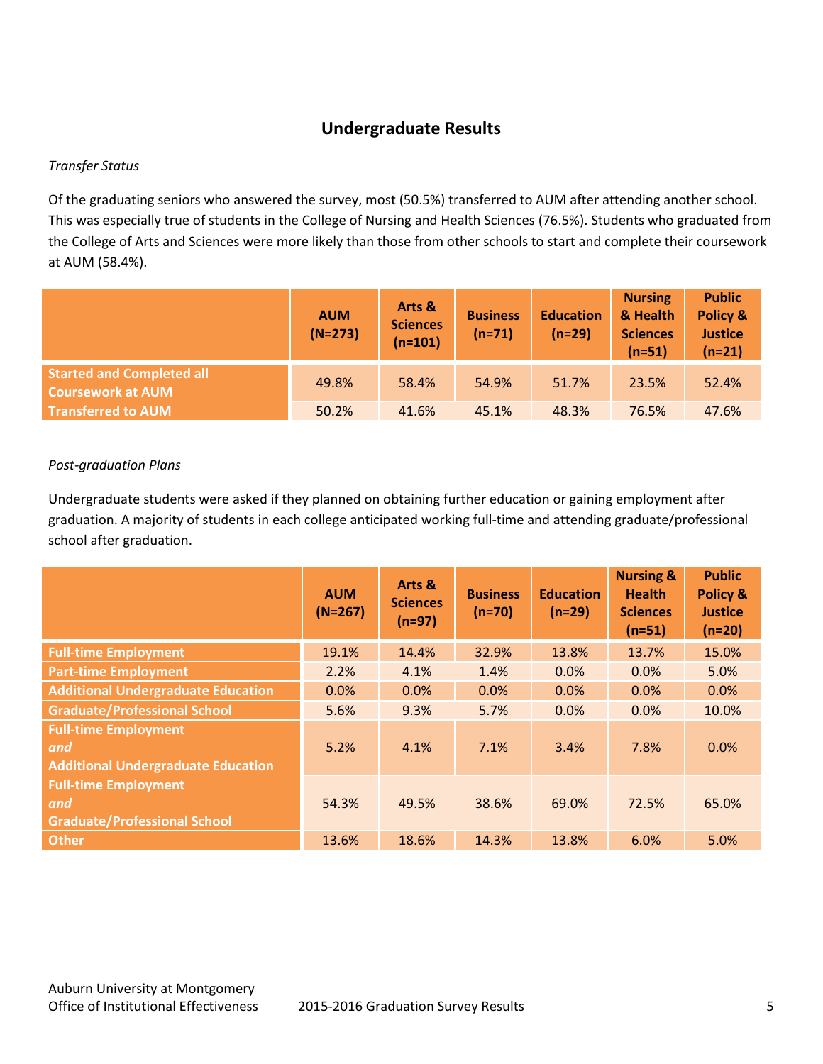## Undergraduate Results

*Transfer Status*

Of the graduating seniors who answered the survey, most (50.5%) transferred to AUM after attending another school. This was especially true of students in the College of Nursing and Health Sciences (76.5%). Students who graduated from the College of Arts and Sciences were more likely than those from other schools to start and complete their coursework at AUM (58.4%).

| | AUM (N=273) | Arts & Sciences (n=101) | Business (n=71) | Education (n=29) | Nursing & Health Sciences (n=51) | Public Policy & Justice (n=21) |
|---|---|---|---|---|---|---|
| Started and Completed all Coursework at AUM | 49.8% | 58.4% | 54.9% | 51.7% | 23.5% | 52.4% |
| Transferred to AUM | 50.2% | 41.6% | 45.1% | 48.3% | 76.5% | 47.6% |

*Post-graduation Plans*

Undergraduate students were asked if they planned on obtaining further education or gaining employment after graduation. A majority of students in each college anticipated working full-time and attending graduate/professional school after graduation.

| | AUM (N=267) | Arts & Sciences (n=97) | Business (n=70) | Education (n=29) | Nursing & Health Sciences (n=51) | Public Policy & Justice (n=20) |
|---|---|---|---|---|---|---|
| Full-time Employment | 19.1% | 14.4% | 32.9% | 13.8% | 13.7% | 15.0% |
| Part-time Employment | 2.2% | 4.1% | 1.4% | 0.0% | 0.0% | 5.0% |
| Additional Undergraduate Education | 0.0% | 0.0% | 0.0% | 0.0% | 0.0% | 0.0% |
| Graduate/Professional School | 5.6% | 9.3% | 5.7% | 0.0% | 0.0% | 10.0% |
| Full-time Employment *and* Additional Undergraduate Education | 5.2% | 4.1% | 7.1% | 3.4% | 7.8% | 0.0% |
| Full-time Employment *and* Graduate/Professional School | 54.3% | 49.5% | 38.6% | 69.0% | 72.5% | 65.0% |
| Other | 13.6% | 18.6% | 14.3% | 13.8% | 6.0% | 5.0% |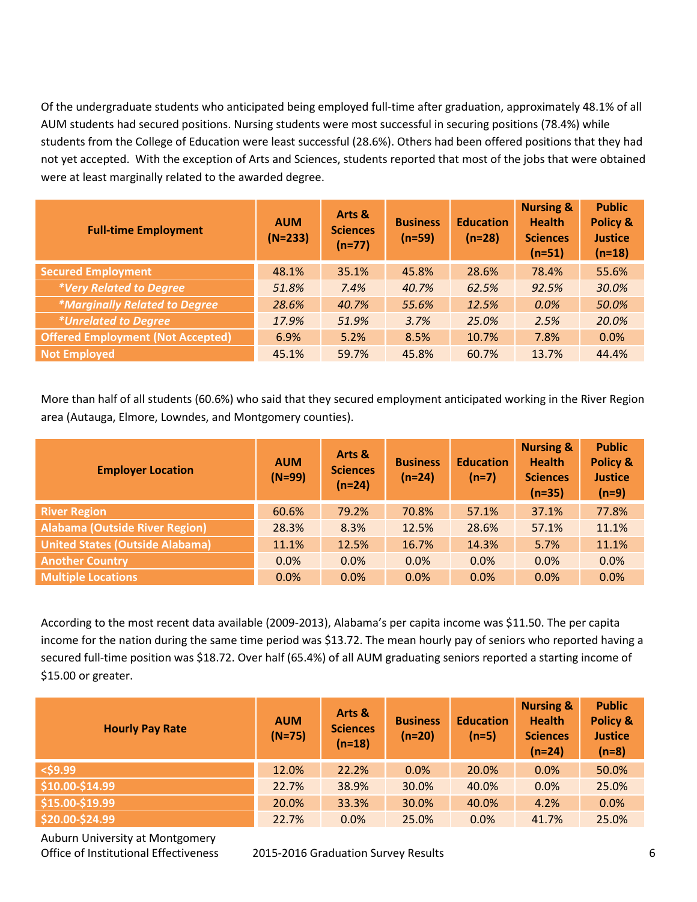Of the undergraduate students who anticipated being employed full-time after graduation, approximately 48.1% of all AUM students had secured positions. Nursing students were most successful in securing positions (78.4%) while students from the College of Education were least successful (28.6%). Others had been offered positions that they had not yet accepted. With the exception of Arts and Sciences, students reported that most of the jobs that were obtained were at least marginally related to the awarded degree.

| Full-time Employment | AUM (N=233) | Arts & Sciences (n=77) | Business (n=59) | Education (n=28) | Nursing & Health Sciences (n=51) | Public Policy & Justice (n=18) |
|---|---|---|---|---|---|---|
| **Secured Employment** | 48.1% | 35.1% | 45.8% | 28.6% | 78.4% | 55.6% |
| ***Very Related to Degree** | *51.8%* | *7.4%* | *40.7%* | *62.5%* | *92.5%* | *30.0%* |
| ***Marginally Related to Degree** | *28.6%* | *40.7%* | *55.6%* | *12.5%* | *0.0%* | *50.0%* |
| ***Unrelated to Degree** | *17.9%* | *51.9%* | *3.7%* | *25.0%* | *2.5%* | *20.0%* |
| **Offered Employment (Not Accepted)** | 6.9% | 5.2% | 8.5% | 10.7% | 7.8% | 0.0% |
| **Not Employed** | 45.1% | 59.7% | 45.8% | 60.7% | 13.7% | 44.4% |

More than half of all students (60.6%) who said that they secured employment anticipated working in the River Region area (Autauga, Elmore, Lowndes, and Montgomery counties).

| Employer Location | AUM (N=99) | Arts & Sciences (n=24) | Business (n=24) | Education (n=7) | Nursing & Health Sciences (n=35) | Public Policy & Justice (n=9) |
|---|---|---|---|---|---|---|
| **River Region** | 60.6% | 79.2% | 70.8% | 57.1% | 37.1% | 77.8% |
| **Alabama (Outside River Region)** | 28.3% | 8.3% | 12.5% | 28.6% | 57.1% | 11.1% |
| **United States (Outside Alabama)** | 11.1% | 12.5% | 16.7% | 14.3% | 5.7% | 11.1% |
| **Another Country** | 0.0% | 0.0% | 0.0% | 0.0% | 0.0% | 0.0% |
| **Multiple Locations** | 0.0% | 0.0% | 0.0% | 0.0% | 0.0% | 0.0% |

According to the most recent data available (2009-2013), Alabama's per capita income was $11.50. The per capita income for the nation during the same time period was $13.72. The mean hourly pay of seniors who reported having a secured full-time position was $18.72. Over half (65.4%) of all AUM graduating seniors reported a starting income of $15.00 or greater.

| Hourly Pay Rate | AUM (N=75) | Arts & Sciences (n=18) | Business (n=20) | Education (n=5) | Nursing & Health Sciences (n=24) | Public Policy & Justice (n=8) |
|---|---|---|---|---|---|---|
| **<$9.99** | 12.0% | 22.2% | 0.0% | 20.0% | 0.0% | 50.0% |
| **$10.00-$14.99** | 22.7% | 38.9% | 30.0% | 40.0% | 0.0% | 25.0% |
| **$15.00-$19.99** | 20.0% | 33.3% | 30.0% | 40.0% | 4.2% | 0.0% |
| **$20.00-$24.99** | 22.7% | 0.0% | 25.0% | 0.0% | 41.7% | 25.0% |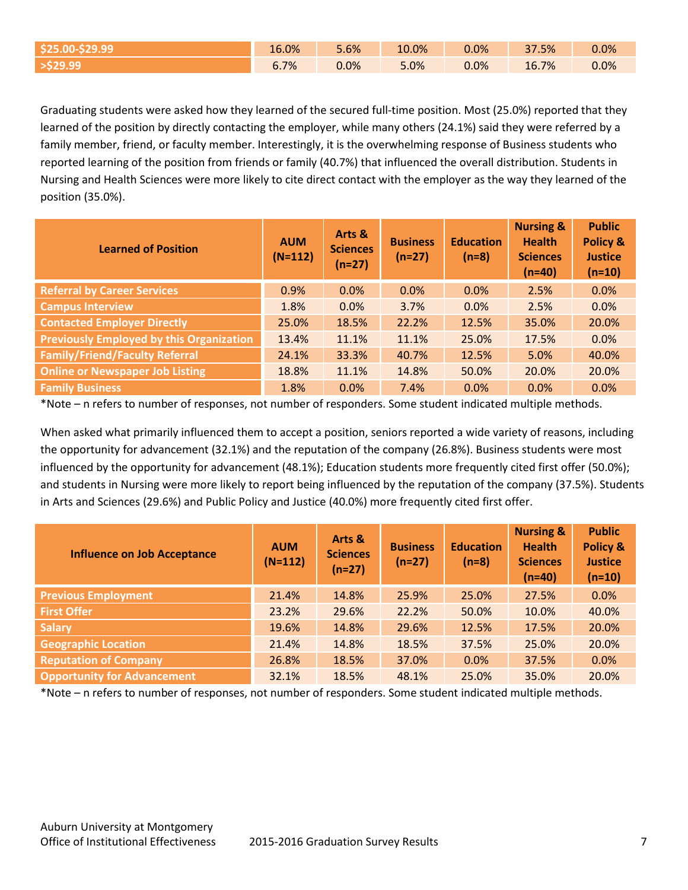| $25.00-$29.99 | 16.0% | 5.6% | 10.0% | 0.0% | 37.5% | 0.0% |
|---|---|---|---|---|---|---|
| >$29.99 | 6.7% | 0.0% | 5.0% | 0.0% | 16.7% | 0.0% |

Graduating students were asked how they learned of the secured full-time position. Most (25.0%) reported that they learned of the position by directly contacting the employer, while many others (24.1%) said they were referred by a family member, friend, or faculty member. Interestingly, it is the overwhelming response of Business students who reported learning of the position from friends or family (40.7%) that influenced the overall distribution. Students in Nursing and Health Sciences were more likely to cite direct contact with the employer as the way they learned of the position (35.0%).

| Learned of Position | AUM (N=112) | Arts & Sciences (n=27) | Business (n=27) | Education (n=8) | Nursing & Health Sciences (n=40) | Public Policy & Justice (n=10) |
|---|---|---|---|---|---|---|
| Referral by Career Services | 0.9% | 0.0% | 0.0% | 0.0% | 2.5% | 0.0% |
| Campus Interview | 1.8% | 0.0% | 3.7% | 0.0% | 2.5% | 0.0% |
| Contacted Employer Directly | 25.0% | 18.5% | 22.2% | 12.5% | 35.0% | 20.0% |
| Previously Employed by this Organization | 13.4% | 11.1% | 11.1% | 25.0% | 17.5% | 0.0% |
| Family/Friend/Faculty Referral | 24.1% | 33.3% | 40.7% | 12.5% | 5.0% | 40.0% |
| Online or Newspaper Job Listing | 18.8% | 11.1% | 14.8% | 50.0% | 20.0% | 20.0% |
| Family Business | 1.8% | 0.0% | 7.4% | 0.0% | 0.0% | 0.0% |

*Note – n refers to number of responses, not number of responders. Some student indicated multiple methods.

When asked what primarily influenced them to accept a position, seniors reported a wide variety of reasons, including the opportunity for advancement (32.1%) and the reputation of the company (26.8%). Business students were most influenced by the opportunity for advancement (48.1%); Education students more frequently cited first offer (50.0%); and students in Nursing were more likely to report being influenced by the reputation of the company (37.5%). Students in Arts and Sciences (29.6%) and Public Policy and Justice (40.0%) more frequently cited first offer.

| Influence on Job Acceptance | AUM (N=112) | Arts & Sciences (n=27) | Business (n=27) | Education (n=8) | Nursing & Health Sciences (n=40) | Public Policy & Justice (n=10) |
|---|---|---|---|---|---|---|
| Previous Employment | 21.4% | 14.8% | 25.9% | 25.0% | 27.5% | 0.0% |
| First Offer | 23.2% | 29.6% | 22.2% | 50.0% | 10.0% | 40.0% |
| Salary | 19.6% | 14.8% | 29.6% | 12.5% | 17.5% | 20.0% |
| Geographic Location | 21.4% | 14.8% | 18.5% | 37.5% | 25.0% | 20.0% |
| Reputation of Company | 26.8% | 18.5% | 37.0% | 0.0% | 37.5% | 0.0% |
| Opportunity for Advancement | 32.1% | 18.5% | 48.1% | 25.0% | 35.0% | 20.0% |

*Note – n refers to number of responses, not number of responders. Some student indicated multiple methods.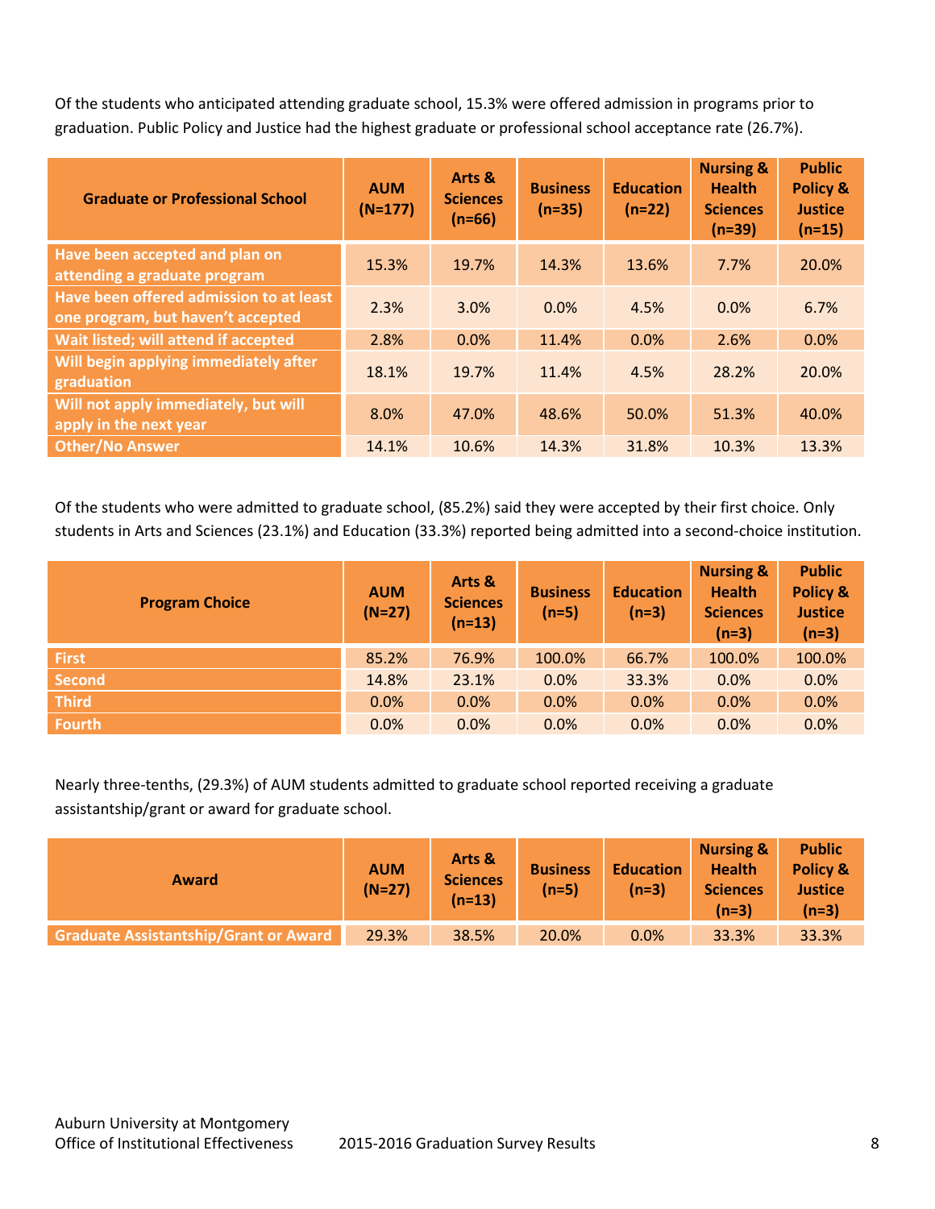Of the students who anticipated attending graduate school, 15.3% were offered admission in programs prior to graduation. Public Policy and Justice had the highest graduate or professional school acceptance rate (26.7%).

| Graduate or Professional School | AUM (N=177) | Arts & Sciences (n=66) | Business (n=35) | Education (n=22) | Nursing & Health Sciences (n=39) | Public Policy & Justice (n=15) |
|---|---|---|---|---|---|---|
| Have been accepted and plan on attending a graduate program | 15.3% | 19.7% | 14.3% | 13.6% | 7.7% | 20.0% |
| Have been offered admission to at least one program, but haven't accepted | 2.3% | 3.0% | 0.0% | 4.5% | 0.0% | 6.7% |
| Wait listed; will attend if accepted | 2.8% | 0.0% | 11.4% | 0.0% | 2.6% | 0.0% |
| Will begin applying immediately after graduation | 18.1% | 19.7% | 11.4% | 4.5% | 28.2% | 20.0% |
| Will not apply immediately, but will apply in the next year | 8.0% | 47.0% | 48.6% | 50.0% | 51.3% | 40.0% |
| Other/No Answer | 14.1% | 10.6% | 14.3% | 31.8% | 10.3% | 13.3% |

Of the students who were admitted to graduate school, (85.2%) said they were accepted by their first choice. Only students in Arts and Sciences (23.1%) and Education (33.3%) reported being admitted into a second-choice institution.

| Program Choice | AUM (N=27) | Arts & Sciences (n=13) | Business (n=5) | Education (n=3) | Nursing & Health Sciences (n=3) | Public Policy & Justice (n=3) |
|---|---|---|---|---|---|---|
| First | 85.2% | 76.9% | 100.0% | 66.7% | 100.0% | 100.0% |
| Second | 14.8% | 23.1% | 0.0% | 33.3% | 0.0% | 0.0% |
| Third | 0.0% | 0.0% | 0.0% | 0.0% | 0.0% | 0.0% |
| Fourth | 0.0% | 0.0% | 0.0% | 0.0% | 0.0% | 0.0% |

Nearly three-tenths, (29.3%) of AUM students admitted to graduate school reported receiving a graduate assistantship/grant or award for graduate school.

| Award | AUM (N=27) | Arts & Sciences (n=13) | Business (n=5) | Education (n=3) | Nursing & Health Sciences (n=3) | Public Policy & Justice (n=3) |
|---|---|---|---|---|---|---|
| Graduate Assistantship/Grant or Award | 29.3% | 38.5% | 20.0% | 0.0% | 33.3% | 33.3% |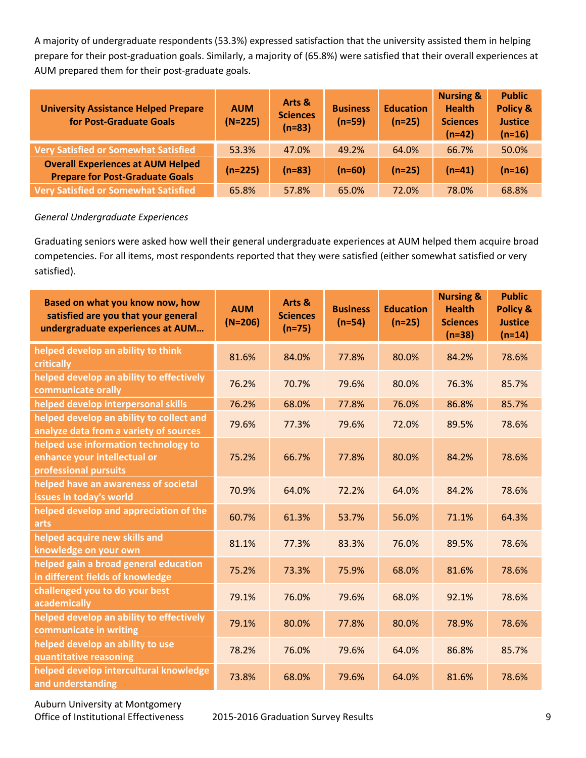A majority of undergraduate respondents (53.3%) expressed satisfaction that the university assisted them in helping prepare for their post-graduation goals. Similarly, a majority of (65.8%) were satisfied that their overall experiences at AUM prepared them for their post-graduate goals.

| University Assistance Helped Prepare for Post-Graduate Goals | AUM (N=225) | Arts & Sciences (n=83) | Business (n=59) | Education (n=25) | Nursing & Health Sciences (n=42) | Public Policy & Justice (n=16) |
|---|---|---|---|---|---|---|
| Very Satisfied or Somewhat Satisfied | 53.3% | 47.0% | 49.2% | 64.0% | 66.7% | 50.0% |
| **Overall Experiences at AUM Helped Prepare for Post-Graduate Goals** | **(n=225)** | **(n=83)** | **(n=60)** | **(n=25)** | **(n=41)** | **(n=16)** |
| Very Satisfied or Somewhat Satisfied | 65.8% | 57.8% | 65.0% | 72.0% | 78.0% | 68.8% |

*General Undergraduate Experiences*

Graduating seniors were asked how well their general undergraduate experiences at AUM helped them acquire broad competencies. For all items, most respondents reported that they were satisfied (either somewhat satisfied or very satisfied).

| Based on what you know now, how satisfied are you that your general undergraduate experiences at AUM… | AUM (N=206) | Arts & Sciences (n=75) | Business (n=54) | Education (n=25) | Nursing & Health Sciences (n=38) | Public Policy & Justice (n=14) |
|---|---|---|---|---|---|---|
| helped develop an ability to think critically | 81.6% | 84.0% | 77.8% | 80.0% | 84.2% | 78.6% |
| helped develop an ability to effectively communicate orally | 76.2% | 70.7% | 79.6% | 80.0% | 76.3% | 85.7% |
| helped develop interpersonal skills | 76.2% | 68.0% | 77.8% | 76.0% | 86.8% | 85.7% |
| helped develop an ability to collect and analyze data from a variety of sources | 79.6% | 77.3% | 79.6% | 72.0% | 89.5% | 78.6% |
| helped use information technology to enhance your intellectual or professional pursuits | 75.2% | 66.7% | 77.8% | 80.0% | 84.2% | 78.6% |
| helped have an awareness of societal issues in today's world | 70.9% | 64.0% | 72.2% | 64.0% | 84.2% | 78.6% |
| helped develop and appreciation of the arts | 60.7% | 61.3% | 53.7% | 56.0% | 71.1% | 64.3% |
| helped acquire new skills and knowledge on your own | 81.1% | 77.3% | 83.3% | 76.0% | 89.5% | 78.6% |
| helped gain a broad general education in different fields of knowledge | 75.2% | 73.3% | 75.9% | 68.0% | 81.6% | 78.6% |
| challenged you to do your best academically | 79.1% | 76.0% | 79.6% | 68.0% | 92.1% | 78.6% |
| helped develop an ability to effectively communicate in writing | 79.1% | 80.0% | 77.8% | 80.0% | 78.9% | 78.6% |
| helped develop an ability to use quantitative reasoning | 78.2% | 76.0% | 79.6% | 64.0% | 86.8% | 85.7% |
| helped develop intercultural knowledge and understanding | 73.8% | 68.0% | 79.6% | 64.0% | 81.6% | 78.6% |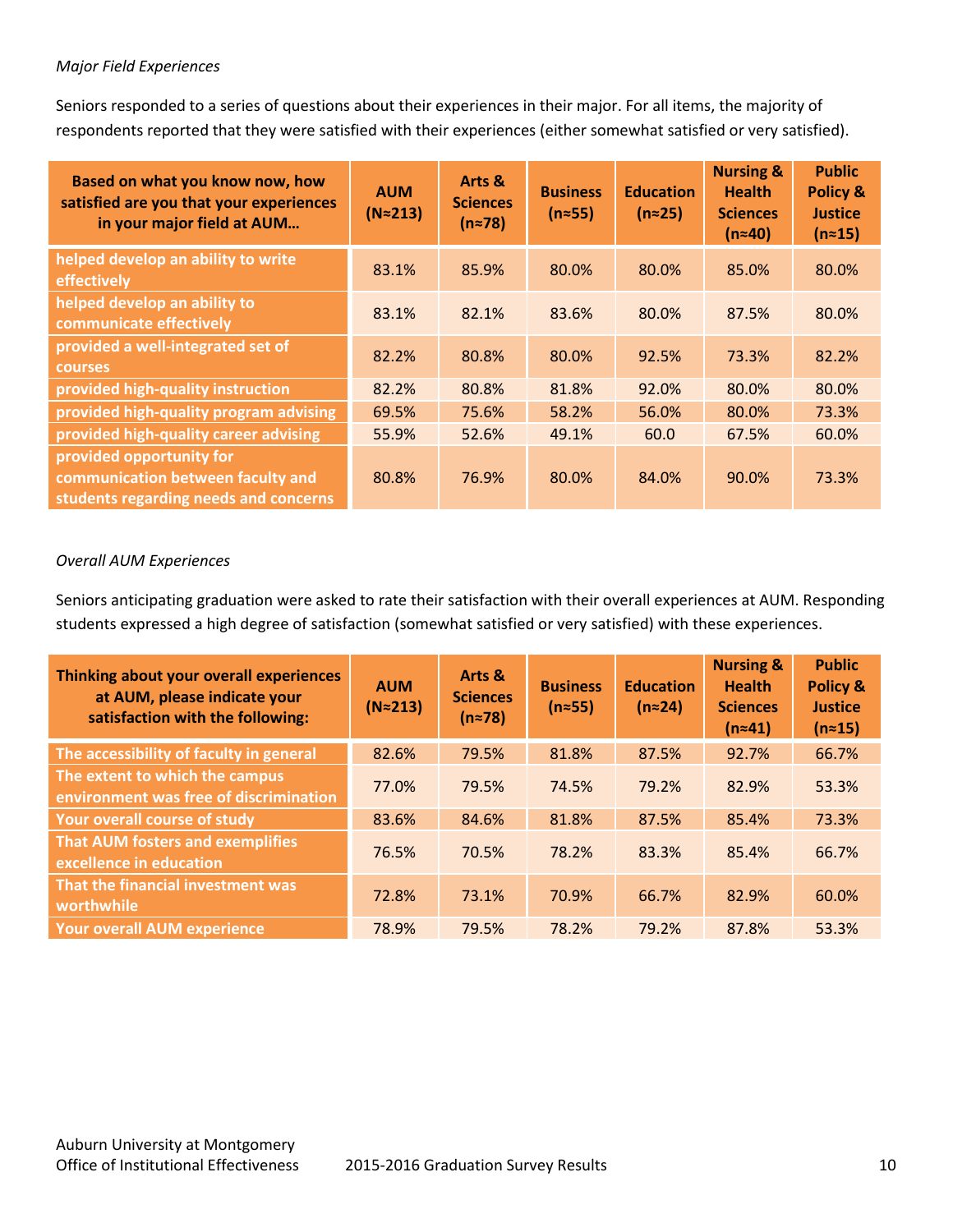*Major Field Experiences*

Seniors responded to a series of questions about their experiences in their major. For all items, the majority of respondents reported that they were satisfied with their experiences (either somewhat satisfied or very satisfied).

| Based on what you know now, how satisfied are you that your experiences in your major field at AUM… | AUM (N≈213) | Arts & Sciences (n≈78) | Business (n≈55) | Education (n≈25) | Nursing & Health Sciences (n≈40) | Public Policy & Justice (n≈15) |
|---|---|---|---|---|---|---|
| helped develop an ability to write effectively | 83.1% | 85.9% | 80.0% | 80.0% | 85.0% | 80.0% |
| helped develop an ability to communicate effectively | 83.1% | 82.1% | 83.6% | 80.0% | 87.5% | 80.0% |
| provided a well-integrated set of courses | 82.2% | 80.8% | 80.0% | 92.5% | 73.3% | 82.2% |
| provided high-quality instruction | 82.2% | 80.8% | 81.8% | 92.0% | 80.0% | 80.0% |
| provided high-quality program advising | 69.5% | 75.6% | 58.2% | 56.0% | 80.0% | 73.3% |
| provided high-quality career advising | 55.9% | 52.6% | 49.1% | 60.0 | 67.5% | 60.0% |
| provided opportunity for communication between faculty and students regarding needs and concerns | 80.8% | 76.9% | 80.0% | 84.0% | 90.0% | 73.3% |

*Overall AUM Experiences*

Seniors anticipating graduation were asked to rate their satisfaction with their overall experiences at AUM. Responding students expressed a high degree of satisfaction (somewhat satisfied or very satisfied) with these experiences.

| Thinking about your overall experiences at AUM, please indicate your satisfaction with the following: | AUM (N≈213) | Arts & Sciences (n≈78) | Business (n≈55) | Education (n≈24) | Nursing & Health Sciences (n≈41) | Public Policy & Justice (n≈15) |
|---|---|---|---|---|---|---|
| The accessibility of faculty in general | 82.6% | 79.5% | 81.8% | 87.5% | 92.7% | 66.7% |
| The extent to which the campus environment was free of discrimination | 77.0% | 79.5% | 74.5% | 79.2% | 82.9% | 53.3% |
| Your overall course of study | 83.6% | 84.6% | 81.8% | 87.5% | 85.4% | 73.3% |
| That AUM fosters and exemplifies excellence in education | 76.5% | 70.5% | 78.2% | 83.3% | 85.4% | 66.7% |
| That the financial investment was worthwhile | 72.8% | 73.1% | 70.9% | 66.7% | 82.9% | 60.0% |
| Your overall AUM experience | 78.9% | 79.5% | 78.2% | 79.2% | 87.8% | 53.3% |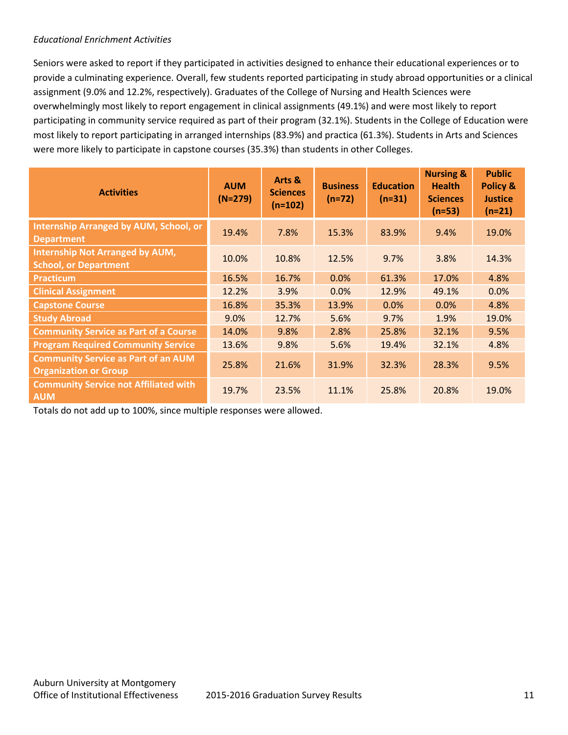*Educational Enrichment Activities*

Seniors were asked to report if they participated in activities designed to enhance their educational experiences or to provide a culminating experience. Overall, few students reported participating in study abroad opportunities or a clinical assignment (9.0% and 12.2%, respectively). Graduates of the College of Nursing and Health Sciences were overwhelmingly most likely to report engagement in clinical assignments (49.1%) and were most likely to report participating in community service required as part of their program (32.1%). Students in the College of Education were most likely to report participating in arranged internships (83.9%) and practica (61.3%). Students in Arts and Sciences were more likely to participate in capstone courses (35.3%) than students in other Colleges.

| Activities | AUM (N=279) | Arts & Sciences (n=102) | Business (n=72) | Education (n=31) | Nursing & Health Sciences (n=53) | Public Policy & Justice (n=21) |
|---|---|---|---|---|---|---|
| Internship Arranged by AUM, School, or Department | 19.4% | 7.8% | 15.3% | 83.9% | 9.4% | 19.0% |
| Internship Not Arranged by AUM, School, or Department | 10.0% | 10.8% | 12.5% | 9.7% | 3.8% | 14.3% |
| Practicum | 16.5% | 16.7% | 0.0% | 61.3% | 17.0% | 4.8% |
| Clinical Assignment | 12.2% | 3.9% | 0.0% | 12.9% | 49.1% | 0.0% |
| Capstone Course | 16.8% | 35.3% | 13.9% | 0.0% | 0.0% | 4.8% |
| Study Abroad | 9.0% | 12.7% | 5.6% | 9.7% | 1.9% | 19.0% |
| Community Service as Part of a Course | 14.0% | 9.8% | 2.8% | 25.8% | 32.1% | 9.5% |
| Program Required Community Service | 13.6% | 9.8% | 5.6% | 19.4% | 32.1% | 4.8% |
| Community Service as Part of an AUM Organization or Group | 25.8% | 21.6% | 31.9% | 32.3% | 28.3% | 9.5% |
| Community Service not Affiliated with AUM | 19.7% | 23.5% | 11.1% | 25.8% | 20.8% | 19.0% |

Totals do not add up to 100%, since multiple responses were allowed.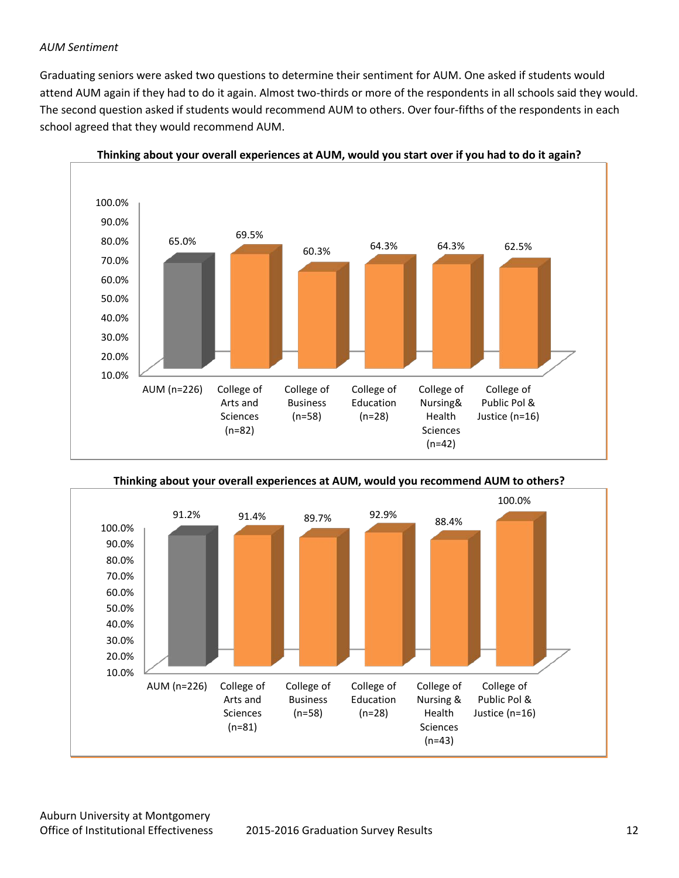*AUM Sentiment*

Graduating seniors were asked two questions to determine their sentiment for AUM. One asked if students would attend AUM again if they had to do it again. Almost two-thirds or more of the respondents in all schools said they would. The second question asked if students would recommend AUM to others. Over four-fifths of the respondents in each school agreed that they would recommend AUM.

**Thinking about your overall experiences at AUM, would you start over if you had to do it again?**

| Group | Percent |
|---|---|
| AUM (n=226) | 65.0% |
| College of Arts and Sciences (n=82) | 69.5% |
| College of Business (n=58) | 60.3% |
| College of Education (n=28) | 64.3% |
| College of Nursing& Health Sciences (n=42) | 64.3% |
| College of Public Pol & Justice (n=16) | 62.5% |

**Thinking about your overall experiences at AUM, would you recommend AUM to others?**

| Group | Percent |
|---|---|
| AUM (n=226) | 91.2% |
| College of Arts and Sciences (n=81) | 91.4% |
| College of Business (n=58) | 89.7% |
| College of Education (n=28) | 92.9% |
| College of Nursing & Health Sciences (n=43) | 88.4% |
| College of Public Pol & Justice (n=16) | 100.0% |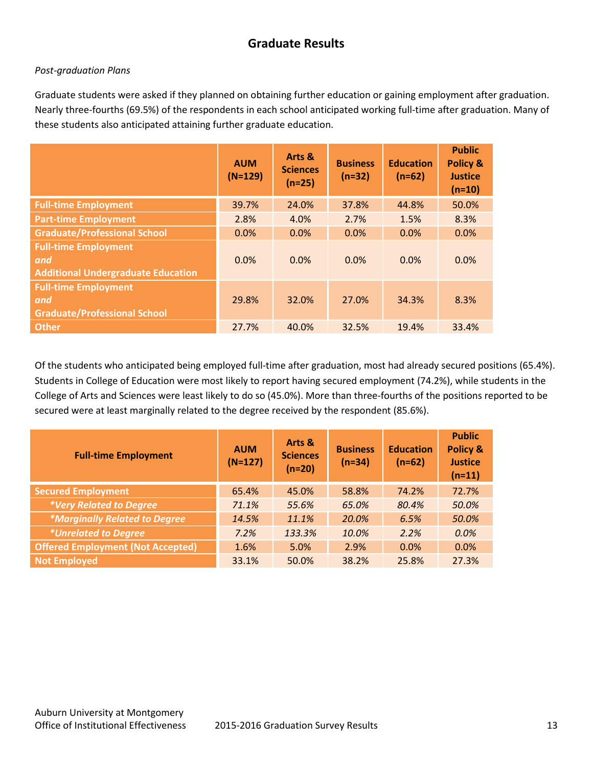## Graduate Results

*Post-graduation Plans*

Graduate students were asked if they planned on obtaining further education or gaining employment after graduation. Nearly three-fourths (69.5%) of the respondents in each school anticipated working full-time after graduation. Many of these students also anticipated attaining further graduate education.

| | AUM (N=129) | Arts & Sciences (n=25) | Business (n=32) | Education (n=62) | Public Policy & Justice (n=10) |
|---|---|---|---|---|---|
| **Full-time Employment** | 39.7% | 24.0% | 37.8% | 44.8% | 50.0% |
| **Part-time Employment** | 2.8% | 4.0% | 2.7% | 1.5% | 8.3% |
| **Graduate/Professional School** | 0.0% | 0.0% | 0.0% | 0.0% | 0.0% |
| **Full-time Employment *and* Additional Undergraduate Education** | 0.0% | 0.0% | 0.0% | 0.0% | 0.0% |
| **Full-time Employment *and* Graduate/Professional School** | 29.8% | 32.0% | 27.0% | 34.3% | 8.3% |
| **Other** | 27.7% | 40.0% | 32.5% | 19.4% | 33.4% |

Of the students who anticipated being employed full-time after graduation, most had already secured positions (65.4%). Students in College of Education were most likely to report having secured employment (74.2%), while students in the College of Arts and Sciences were least likely to do so (45.0%). More than three-fourths of the positions reported to be secured were at least marginally related to the degree received by the respondent (85.6%).

| Full-time Employment | AUM (N=127) | Arts & Sciences (n=20) | Business (n=34) | Education (n=62) | Public Policy & Justice (n=11) |
|---|---|---|---|---|---|
| **Secured Employment** | 65.4% | 45.0% | 58.8% | 74.2% | 72.7% |
| ***Very Related to Degree*** | *71.1%* | *55.6%* | *65.0%* | *80.4%* | *50.0%* |
| ***Marginally Related to Degree*** | *14.5%* | *11.1%* | *20.0%* | *6.5%* | *50.0%* |
| ***Unrelated to Degree*** | *7.2%* | *133.3%* | *10.0%* | *2.2%* | *0.0%* |
| **Offered Employment (Not Accepted)** | 1.6% | 5.0% | 2.9% | 0.0% | 0.0% |
| **Not Employed** | 33.1% | 50.0% | 38.2% | 25.8% | 27.3% |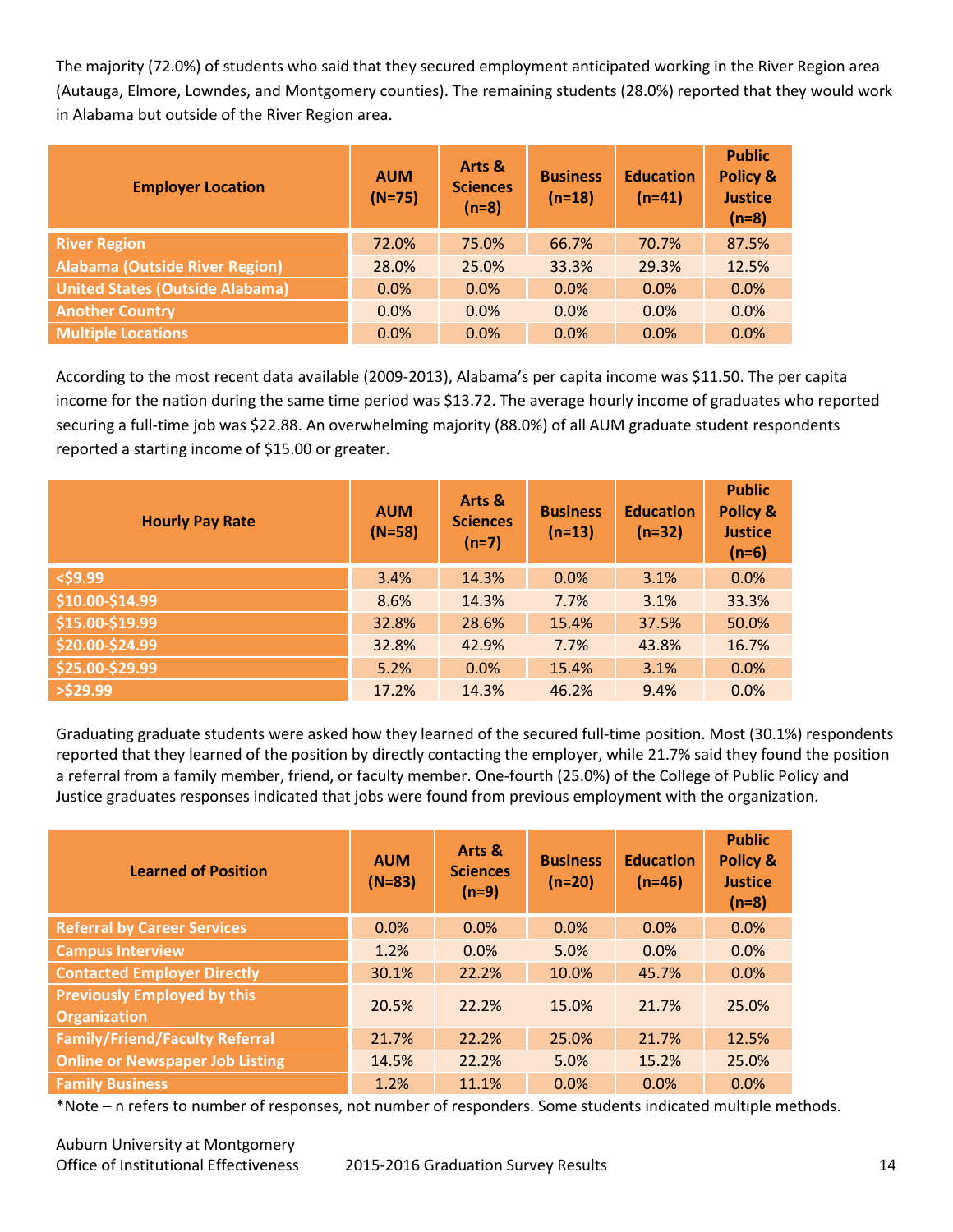The majority (72.0%) of students who said that they secured employment anticipated working in the River Region area (Autauga, Elmore, Lowndes, and Montgomery counties). The remaining students (28.0%) reported that they would work in Alabama but outside of the River Region area.

| Employer Location | AUM (N=75) | Arts & Sciences (n=8) | Business (n=18) | Education (n=41) | Public Policy & Justice (n=8) |
|---|---|---|---|---|---|
| River Region | 72.0% | 75.0% | 66.7% | 70.7% | 87.5% |
| Alabama (Outside River Region) | 28.0% | 25.0% | 33.3% | 29.3% | 12.5% |
| United States (Outside Alabama) | 0.0% | 0.0% | 0.0% | 0.0% | 0.0% |
| Another Country | 0.0% | 0.0% | 0.0% | 0.0% | 0.0% |
| Multiple Locations | 0.0% | 0.0% | 0.0% | 0.0% | 0.0% |

According to the most recent data available (2009-2013), Alabama's per capita income was $11.50. The per capita income for the nation during the same time period was $13.72. The average hourly income of graduates who reported securing a full-time job was $22.88. An overwhelming majority (88.0%) of all AUM graduate student respondents reported a starting income of $15.00 or greater.

| Hourly Pay Rate | AUM (N=58) | Arts & Sciences (n=7) | Business (n=13) | Education (n=32) | Public Policy & Justice (n=6) |
|---|---|---|---|---|---|
| <$9.99 | 3.4% | 14.3% | 0.0% | 3.1% | 0.0% |
| $10.00-$14.99 | 8.6% | 14.3% | 7.7% | 3.1% | 33.3% |
| $15.00-$19.99 | 32.8% | 28.6% | 15.4% | 37.5% | 50.0% |
| $20.00-$24.99 | 32.8% | 42.9% | 7.7% | 43.8% | 16.7% |
| $25.00-$29.99 | 5.2% | 0.0% | 15.4% | 3.1% | 0.0% |
| >$29.99 | 17.2% | 14.3% | 46.2% | 9.4% | 0.0% |

Graduating graduate students were asked how they learned of the secured full-time position. Most (30.1%) respondents reported that they learned of the position by directly contacting the employer, while 21.7% said they found the position a referral from a family member, friend, or faculty member. One-fourth (25.0%) of the College of Public Policy and Justice graduates responses indicated that jobs were found from previous employment with the organization.

| Learned of Position | AUM (N=83) | Arts & Sciences (n=9) | Business (n=20) | Education (n=46) | Public Policy & Justice (n=8) |
|---|---|---|---|---|---|
| Referral by Career Services | 0.0% | 0.0% | 0.0% | 0.0% | 0.0% |
| Campus Interview | 1.2% | 0.0% | 5.0% | 0.0% | 0.0% |
| Contacted Employer Directly | 30.1% | 22.2% | 10.0% | 45.7% | 0.0% |
| Previously Employed by this Organization | 20.5% | 22.2% | 15.0% | 21.7% | 25.0% |
| Family/Friend/Faculty Referral | 21.7% | 22.2% | 25.0% | 21.7% | 12.5% |
| Online or Newspaper Job Listing | 14.5% | 22.2% | 5.0% | 15.2% | 25.0% |
| Family Business | 1.2% | 11.1% | 0.0% | 0.0% | 0.0% |

*Note – n refers to number of responses, not number of responders. Some students indicated multiple methods.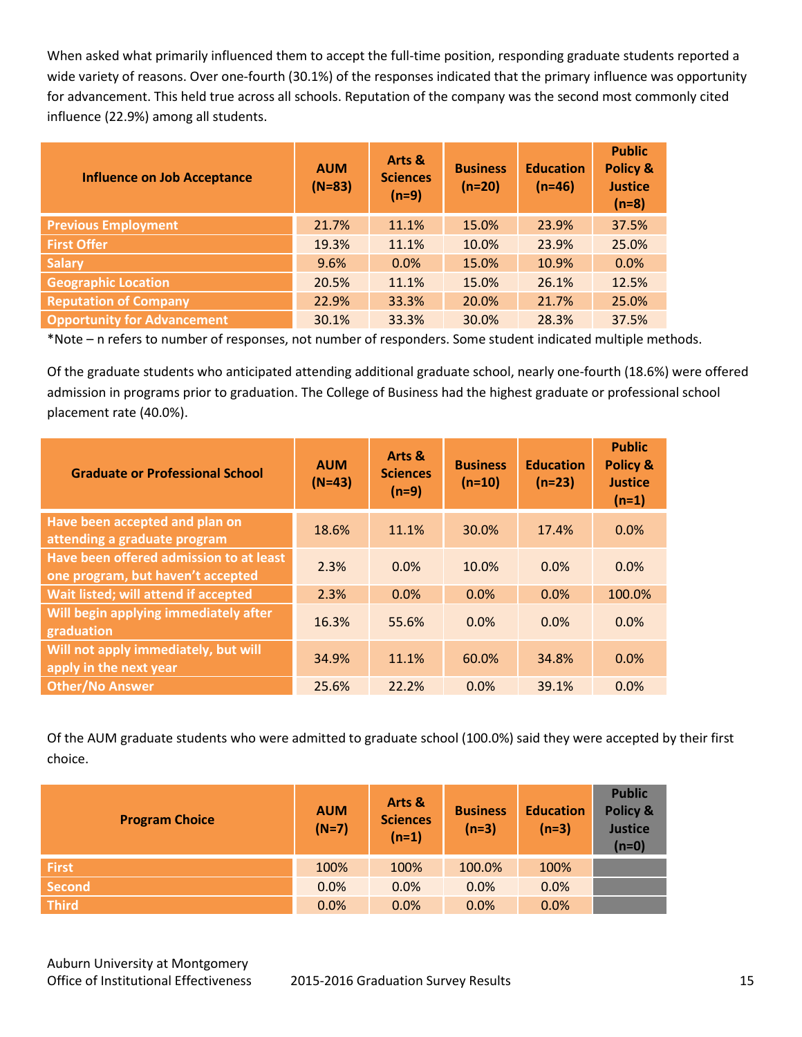When asked what primarily influenced them to accept the full-time position, responding graduate students reported a wide variety of reasons. Over one-fourth (30.1%) of the responses indicated that the primary influence was opportunity for advancement. This held true across all schools. Reputation of the company was the second most commonly cited influence (22.9%) among all students.

| Influence on Job Acceptance | AUM (N=83) | Arts & Sciences (n=9) | Business (n=20) | Education (n=46) | Public Policy & Justice (n=8) |
|---|---|---|---|---|---|
| Previous Employment | 21.7% | 11.1% | 15.0% | 23.9% | 37.5% |
| First Offer | 19.3% | 11.1% | 10.0% | 23.9% | 25.0% |
| Salary | 9.6% | 0.0% | 15.0% | 10.9% | 0.0% |
| Geographic Location | 20.5% | 11.1% | 15.0% | 26.1% | 12.5% |
| Reputation of Company | 22.9% | 33.3% | 20.0% | 21.7% | 25.0% |
| Opportunity for Advancement | 30.1% | 33.3% | 30.0% | 28.3% | 37.5% |

*Note – n refers to number of responses, not number of responders. Some student indicated multiple methods.

Of the graduate students who anticipated attending additional graduate school, nearly one-fourth (18.6%) were offered admission in programs prior to graduation. The College of Business had the highest graduate or professional school placement rate (40.0%).

| Graduate or Professional School | AUM (N=43) | Arts & Sciences (n=9) | Business (n=10) | Education (n=23) | Public Policy & Justice (n=1) |
|---|---|---|---|---|---|
| Have been accepted and plan on attending a graduate program | 18.6% | 11.1% | 30.0% | 17.4% | 0.0% |
| Have been offered admission to at least one program, but haven't accepted | 2.3% | 0.0% | 10.0% | 0.0% | 0.0% |
| Wait listed; will attend if accepted | 2.3% | 0.0% | 0.0% | 0.0% | 100.0% |
| Will begin applying immediately after graduation | 16.3% | 55.6% | 0.0% | 0.0% | 0.0% |
| Will not apply immediately, but will apply in the next year | 34.9% | 11.1% | 60.0% | 34.8% | 0.0% |
| Other/No Answer | 25.6% | 22.2% | 0.0% | 39.1% | 0.0% |

Of the AUM graduate students who were admitted to graduate school (100.0%) said they were accepted by their first choice.

| Program Choice | AUM (N=7) | Arts & Sciences (n=1) | Business (n=3) | Education (n=3) | Public Policy & Justice (n=0) |
|---|---|---|---|---|---|
| First | 100% | 100% | 100.0% | 100% | |
| Second | 0.0% | 0.0% | 0.0% | 0.0% | |
| Third | 0.0% | 0.0% | 0.0% | 0.0% | |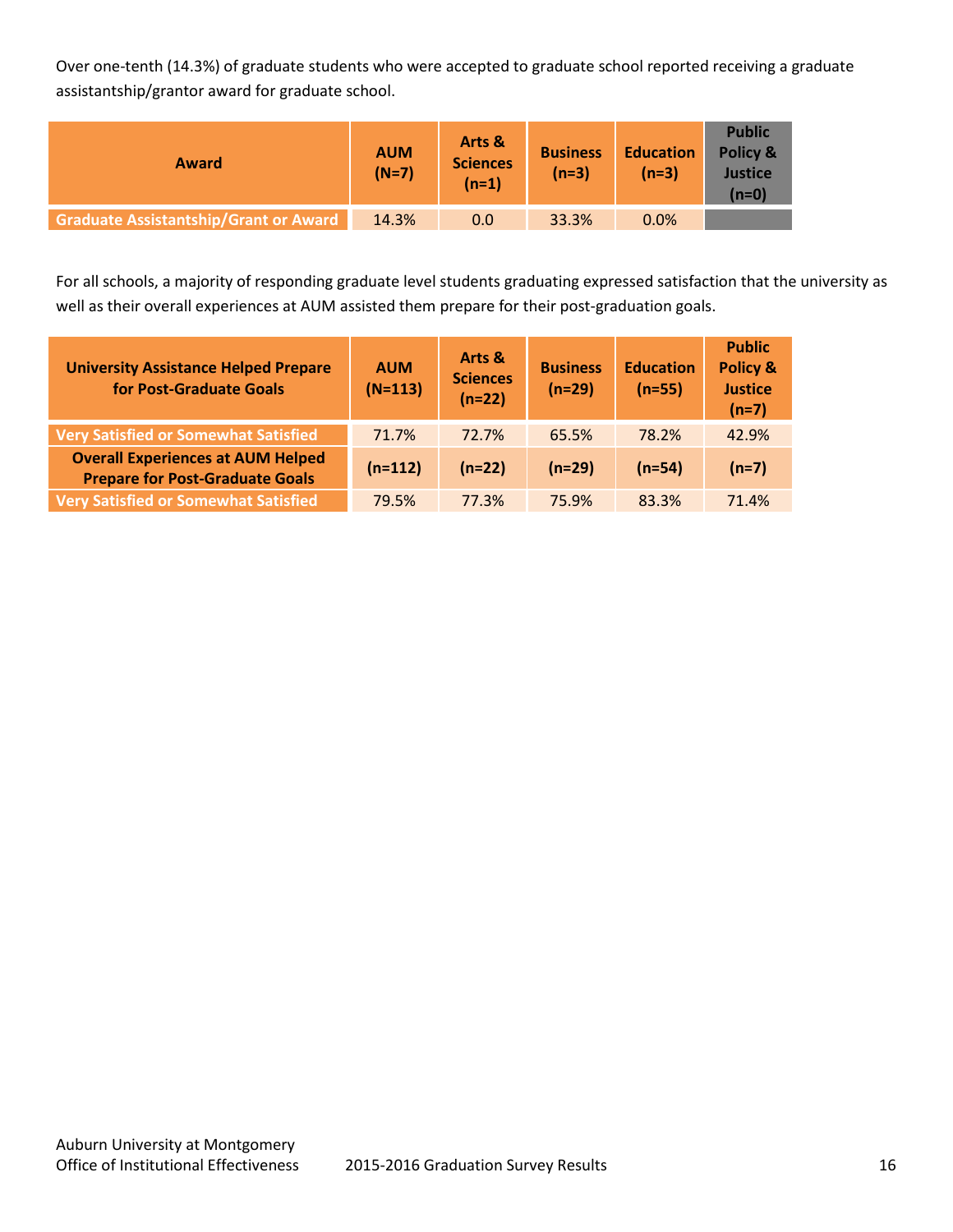Over one-tenth (14.3%) of graduate students who were accepted to graduate school reported receiving a graduate assistantship/grantor award for graduate school.

| Award | AUM (N=7) | Arts & Sciences (n=1) | Business (n=3) | Education (n=3) | Public Policy & Justice (n=0) |
|---|---|---|---|---|---|
| Graduate Assistantship/Grant or Award | 14.3% | 0.0 | 33.3% | 0.0% | |

For all schools, a majority of responding graduate level students graduating expressed satisfaction that the university as well as their overall experiences at AUM assisted them prepare for their post-graduation goals.

| University Assistance Helped Prepare for Post-Graduate Goals | AUM (N=113) | Arts & Sciences (n=22) | Business (n=29) | Education (n=55) | Public Policy & Justice (n=7) |
|---|---|---|---|---|---|
| Very Satisfied or Somewhat Satisfied | 71.7% | 72.7% | 65.5% | 78.2% | 42.9% |
| **Overall Experiences at AUM Helped Prepare for Post-Graduate Goals** | **(n=112)** | **(n=22)** | **(n=29)** | **(n=54)** | **(n=7)** |
| Very Satisfied or Somewhat Satisfied | 79.5% | 77.3% | 75.9% | 83.3% | 71.4% |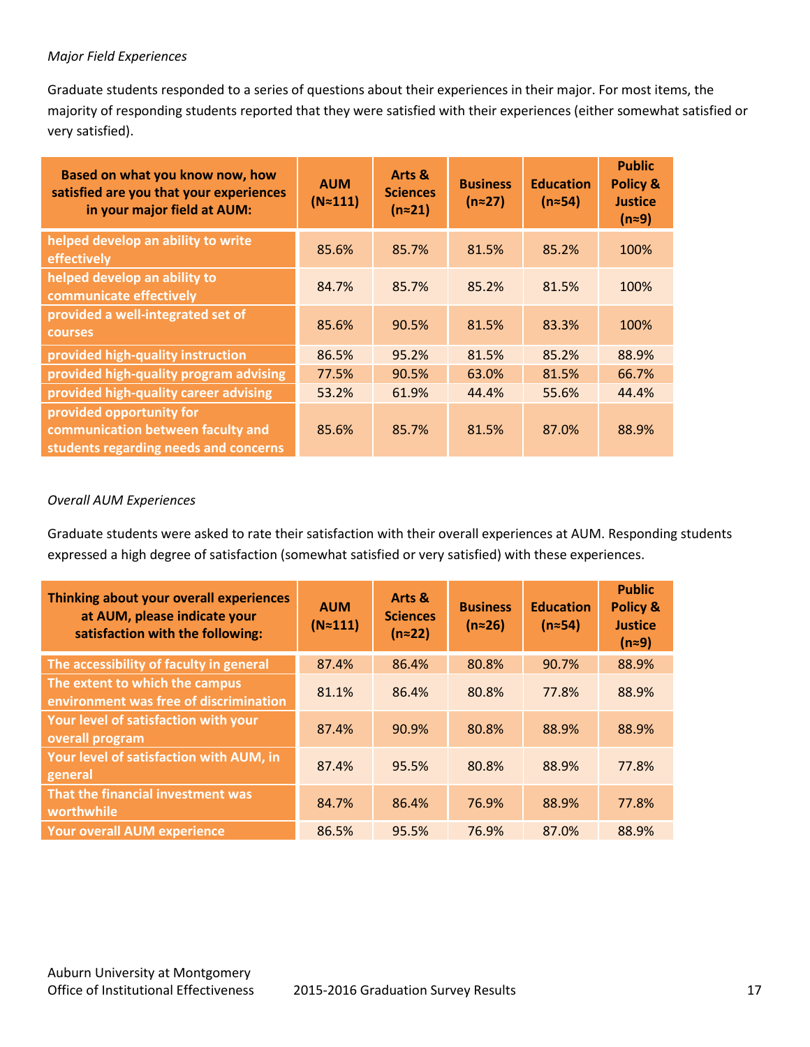*Major Field Experiences*

Graduate students responded to a series of questions about their experiences in their major. For most items, the majority of responding students reported that they were satisfied with their experiences (either somewhat satisfied or very satisfied).

| Based on what you know now, how satisfied are you that your experiences in your major field at AUM: | AUM (N≈111) | Arts & Sciences (n≈21) | Business (n≈27) | Education (n≈54) | Public Policy & Justice (n≈9) |
|---|---|---|---|---|---|
| helped develop an ability to write effectively | 85.6% | 85.7% | 81.5% | 85.2% | 100% |
| helped develop an ability to communicate effectively | 84.7% | 85.7% | 85.2% | 81.5% | 100% |
| provided a well-integrated set of courses | 85.6% | 90.5% | 81.5% | 83.3% | 100% |
| provided high-quality instruction | 86.5% | 95.2% | 81.5% | 85.2% | 88.9% |
| provided high-quality program advising | 77.5% | 90.5% | 63.0% | 81.5% | 66.7% |
| provided high-quality career advising | 53.2% | 61.9% | 44.4% | 55.6% | 44.4% |
| provided opportunity for communication between faculty and students regarding needs and concerns | 85.6% | 85.7% | 81.5% | 87.0% | 88.9% |

*Overall AUM Experiences*

Graduate students were asked to rate their satisfaction with their overall experiences at AUM. Responding students expressed a high degree of satisfaction (somewhat satisfied or very satisfied) with these experiences.

| Thinking about your overall experiences at AUM, please indicate your satisfaction with the following: | AUM (N≈111) | Arts & Sciences (n≈22) | Business (n≈26) | Education (n≈54) | Public Policy & Justice (n≈9) |
|---|---|---|---|---|---|
| The accessibility of faculty in general | 87.4% | 86.4% | 80.8% | 90.7% | 88.9% |
| The extent to which the campus environment was free of discrimination | 81.1% | 86.4% | 80.8% | 77.8% | 88.9% |
| Your level of satisfaction with your overall program | 87.4% | 90.9% | 80.8% | 88.9% | 88.9% |
| Your level of satisfaction with AUM, in general | 87.4% | 95.5% | 80.8% | 88.9% | 77.8% |
| That the financial investment was worthwhile | 84.7% | 86.4% | 76.9% | 88.9% | 77.8% |
| Your overall AUM experience | 86.5% | 95.5% | 76.9% | 87.0% | 88.9% |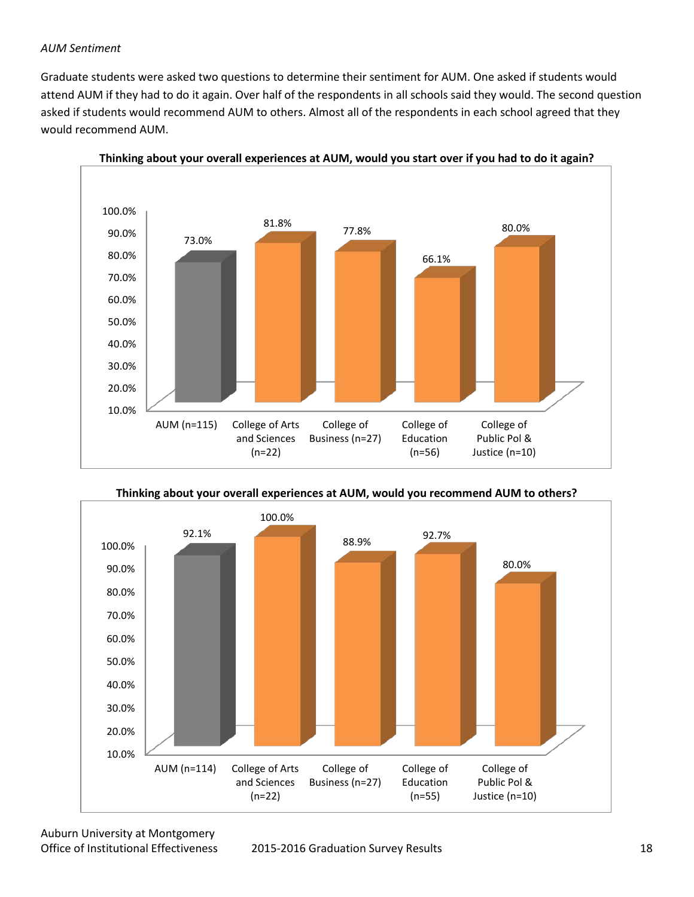*AUM Sentiment*

Graduate students were asked two questions to determine their sentiment for AUM. One asked if students would attend AUM if they had to do it again. Over half of the respondents in all schools said they would. The second question asked if students would recommend AUM to others. Almost all of the respondents in each school agreed that they would recommend AUM.

**Thinking about your overall experiences at AUM, would you start over if you had to do it again?**

100.0%
90.0%
80.0%
70.0%
60.0%
50.0%
40.0%
30.0%
20.0%
10.0%

73.0%
81.8%
77.8%
66.1%
80.0%

AUM (n=115)
College of Arts and Sciences (n=22)
College of Business (n=27)
College of Education (n=56)
College of Public Pol & Justice (n=10)

**Thinking about your overall experiences at AUM, would you recommend AUM to others?**

100.0%
90.0%
80.0%
70.0%
60.0%
50.0%
40.0%
30.0%
20.0%
10.0%

92.1%
100.0%
88.9%
92.7%
80.0%

AUM (n=114)
College of Arts and Sciences (n=22)
College of Business (n=27)
College of Education (n=55)
College of Public Pol & Justice (n=10)